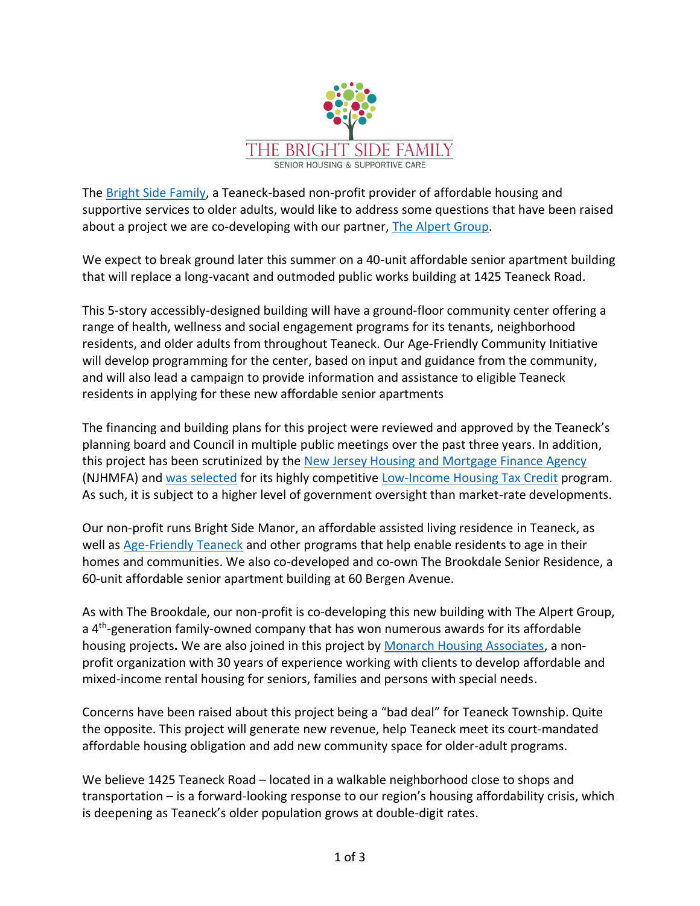THE BRIGHT SIDE FAMILY
SENIOR HOUSING & SUPPORTIVE CARE

The Bright Side Family, a Teaneck-based non-profit provider of affordable housing and supportive services to older adults, would like to address some questions that have been raised about a project we are co-developing with our partner, The Alpert Group.

We expect to break ground later this summer on a 40-unit affordable senior apartment building that will replace a long-vacant and outmoded public works building at 1425 Teaneck Road.

This 5-story accessibly-designed building will have a ground-floor community center offering a range of health, wellness and social engagement programs for its tenants, neighborhood residents, and older adults from throughout Teaneck. Our Age-Friendly Community Initiative will develop programming for the center, based on input and guidance from the community, and will also lead a campaign to provide information and assistance to eligible Teaneck residents in applying for these new affordable senior apartments

The financing and building plans for this project were reviewed and approved by the Teaneck's planning board and Council in multiple public meetings over the past three years. In addition, this project has been scrutinized by the New Jersey Housing and Mortgage Finance Agency (NJHMFA) and was selected for its highly competitive Low-Income Housing Tax Credit program. As such, it is subject to a higher level of government oversight than market-rate developments.

Our non-profit runs Bright Side Manor, an affordable assisted living residence in Teaneck, as well as Age-Friendly Teaneck and other programs that help enable residents to age in their homes and communities. We also co-developed and co-own The Brookdale Senior Residence, a 60-unit affordable senior apartment building at 60 Bergen Avenue.

As with The Brookdale, our non-profit is co-developing this new building with The Alpert Group, a 4th-generation family-owned company that has won numerous awards for its affordable housing projects**.** We are also joined in this project by Monarch Housing Associates, a non-profit organization with 30 years of experience working with clients to develop affordable and mixed-income rental housing for seniors, families and persons with special needs.

Concerns have been raised about this project being a "bad deal" for Teaneck Township. Quite the opposite. This project will generate new revenue, help Teaneck meet its court-mandated affordable housing obligation and add new community space for older-adult programs.

We believe 1425 Teaneck Road – located in a walkable neighborhood close to shops and transportation – is a forward-looking response to our region's housing affordability crisis, which is deepening as Teaneck's older population grows at double-digit rates.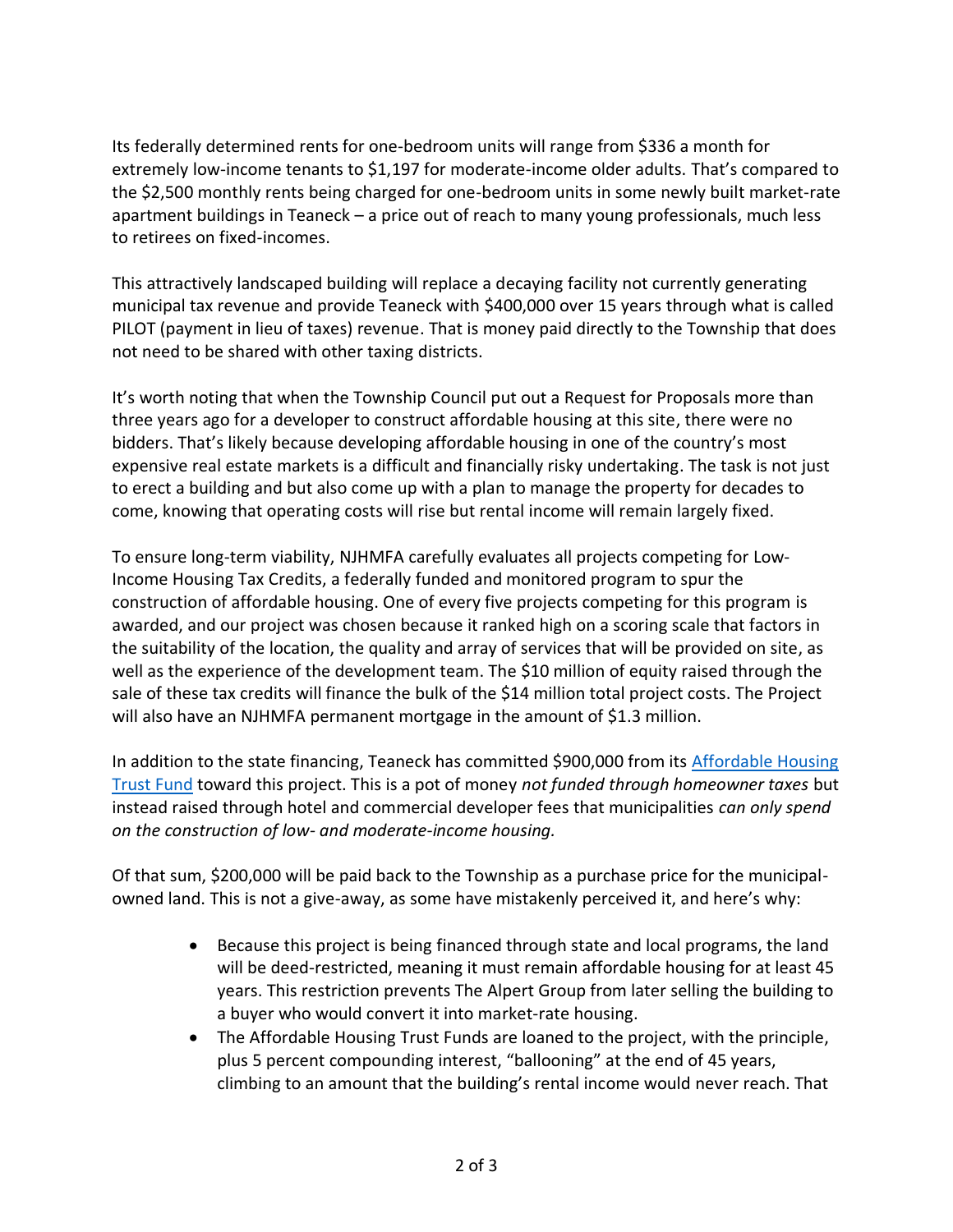Its federally determined rents for one-bedroom units will range from $336 a month for extremely low-income tenants to $1,197 for moderate-income older adults. That's compared to the $2,500 monthly rents being charged for one-bedroom units in some newly built market-rate apartment buildings in Teaneck – a price out of reach to many young professionals, much less to retirees on fixed-incomes.

This attractively landscaped building will replace a decaying facility not currently generating municipal tax revenue and provide Teaneck with $400,000 over 15 years through what is called PILOT (payment in lieu of taxes) revenue. That is money paid directly to the Township that does not need to be shared with other taxing districts.

It's worth noting that when the Township Council put out a Request for Proposals more than three years ago for a developer to construct affordable housing at this site, there were no bidders. That's likely because developing affordable housing in one of the country's most expensive real estate markets is a difficult and financially risky undertaking. The task is not just to erect a building and but also come up with a plan to manage the property for decades to come, knowing that operating costs will rise but rental income will remain largely fixed.

To ensure long-term viability, NJHMFA carefully evaluates all projects competing for Low-Income Housing Tax Credits, a federally funded and monitored program to spur the construction of affordable housing. One of every five projects competing for this program is awarded, and our project was chosen because it ranked high on a scoring scale that factors in the suitability of the location, the quality and array of services that will be provided on site, as well as the experience of the development team. The $10 million of equity raised through the sale of these tax credits will finance the bulk of the $14 million total project costs. The Project will also have an NJHMFA permanent mortgage in the amount of $1.3 million.

In addition to the state financing, Teaneck has committed $900,000 from its [Affordable Housing Trust Fund] toward this project. This is a pot of money *not funded through homeowner taxes* but instead raised through hotel and commercial developer fees that municipalities *can only spend on the construction of low- and moderate-income housing.*

Of that sum, $200,000 will be paid back to the Township as a purchase price for the municipal-owned land. This is not a give-away, as some have mistakenly perceived it, and here's why:

- Because this project is being financed through state and local programs, the land will be deed-restricted, meaning it must remain affordable housing for at least 45 years. This restriction prevents The Alpert Group from later selling the building to a buyer who would convert it into market-rate housing.
- The Affordable Housing Trust Funds are loaned to the project, with the principle, plus 5 percent compounding interest, "ballooning" at the end of 45 years, climbing to an amount that the building's rental income would never reach. That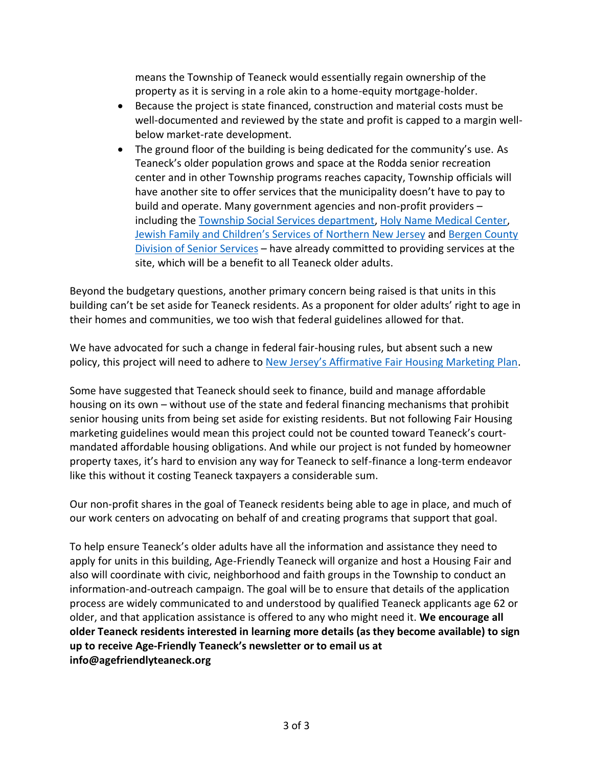means the Township of Teaneck would essentially regain ownership of the property as it is serving in a role akin to a home-equity mortgage-holder.

- Because the project is state financed, construction and material costs must be well-documented and reviewed by the state and profit is capped to a margin well-below market-rate development.
- The ground floor of the building is being dedicated for the community's use. As Teaneck's older population grows and space at the Rodda senior recreation center and in other Township programs reaches capacity, Township officials will have another site to offer services that the municipality doesn't have to pay to build and operate. Many government agencies and non-profit providers – including the Township Social Services department, Holy Name Medical Center, Jewish Family and Children's Services of Northern New Jersey and Bergen County Division of Senior Services – have already committed to providing services at the site, which will be a benefit to all Teaneck older adults.

Beyond the budgetary questions, another primary concern being raised is that units in this building can't be set aside for Teaneck residents. As a proponent for older adults' right to age in their homes and communities, we too wish that federal guidelines allowed for that.

We have advocated for such a change in federal fair-housing rules, but absent such a new policy, this project will need to adhere to New Jersey's Affirmative Fair Housing Marketing Plan.

Some have suggested that Teaneck should seek to finance, build and manage affordable housing on its own – without use of the state and federal financing mechanisms that prohibit senior housing units from being set aside for existing residents. But not following Fair Housing marketing guidelines would mean this project could not be counted toward Teaneck's court-mandated affordable housing obligations. And while our project is not funded by homeowner property taxes, it's hard to envision any way for Teaneck to self-finance a long-term endeavor like this without it costing Teaneck taxpayers a considerable sum.

Our non-profit shares in the goal of Teaneck residents being able to age in place, and much of our work centers on advocating on behalf of and creating programs that support that goal.

To help ensure Teaneck's older adults have all the information and assistance they need to apply for units in this building, Age-Friendly Teaneck will organize and host a Housing Fair and also will coordinate with civic, neighborhood and faith groups in the Township to conduct an information-and-outreach campaign. The goal will be to ensure that details of the application process are widely communicated to and understood by qualified Teaneck applicants age 62 or older, and that application assistance is offered to any who might need it. **We encourage all older Teaneck residents interested in learning more details (as they become available) to sign up to receive Age-Friendly Teaneck's newsletter or to email us at info@agefriendlyteaneck.org**